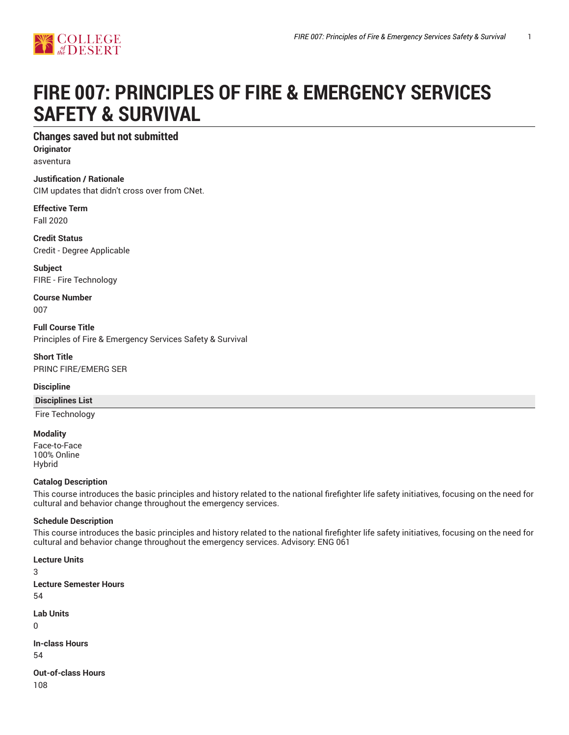# FIRE 007: PRINCIPLES OF FIRE & EMERGENCY SERVICES SAFETY & SURVIVAL

## Changes saved but not submitted

**Originator**
asventura

**Justification / Rationale**
CIM updates that didn't cross over from CNet.

**Effective Term**
Fall 2020

**Credit Status**
Credit - Degree Applicable

**Subject**
FIRE - Fire Technology

**Course Number**
007

**Full Course Title**
Principles of Fire & Emergency Services Safety & Survival

**Short Title**
PRINC FIRE/EMERG SER

**Discipline**

| Disciplines List |
| --- |
| Fire Technology |

**Modality**
Face-to-Face
100% Online
Hybrid

**Catalog Description**
This course introduces the basic principles and history related to the national firefighter life safety initiatives, focusing on the need for cultural and behavior change throughout the emergency services.

**Schedule Description**
This course introduces the basic principles and history related to the national firefighter life safety initiatives, focusing on the need for cultural and behavior change throughout the emergency services. Advisory: ENG 061

**Lecture Units**
3

**Lecture Semester Hours**
54

**Lab Units**
0

**In-class Hours**
54

**Out-of-class Hours**
108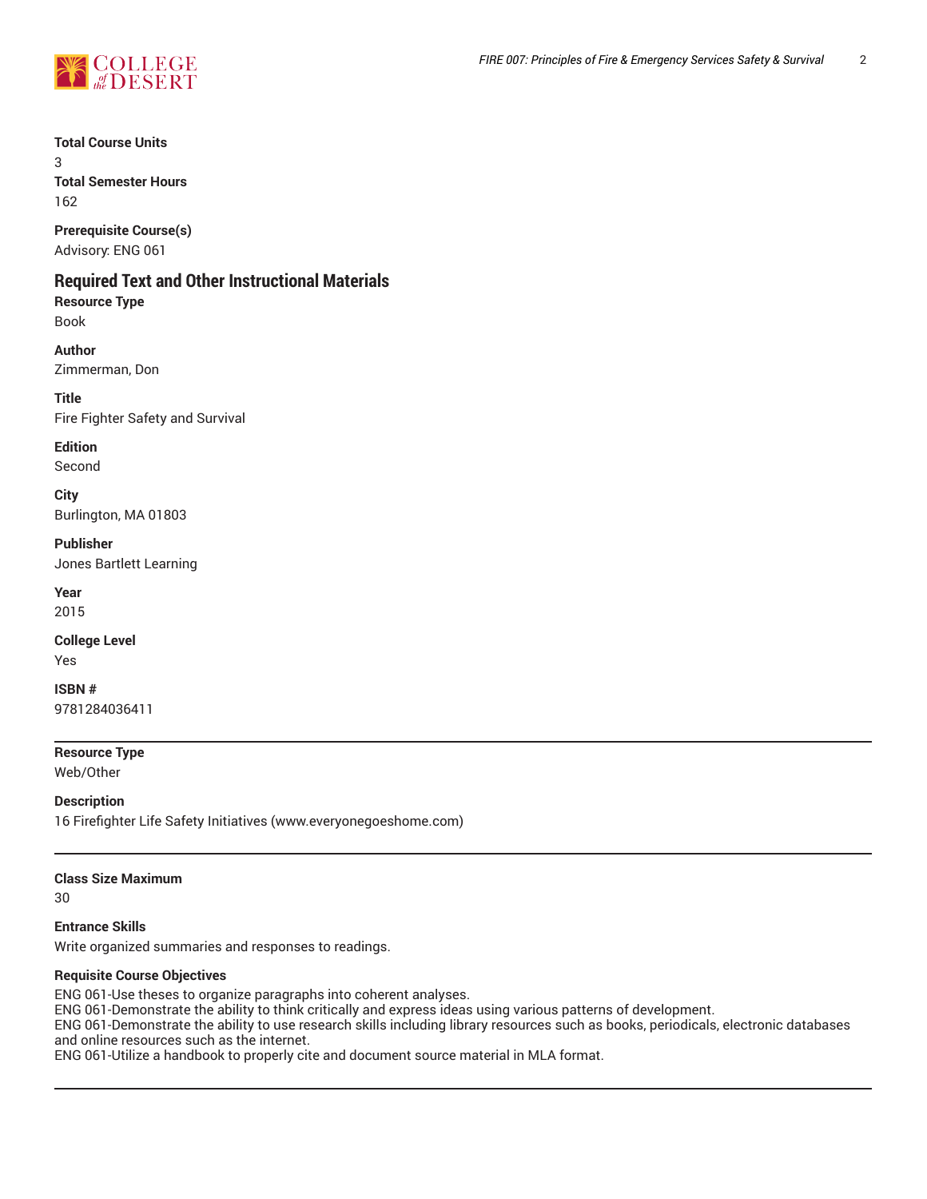**Total Course Units**
3
**Total Semester Hours**
162

**Prerequisite Course(s)**
Advisory: ENG 061

## Required Text and Other Instructional Materials

**Resource Type**
Book

**Author**
Zimmerman, Don

**Title**
Fire Fighter Safety and Survival

**Edition**
Second

**City**
Burlington, MA 01803

**Publisher**
Jones Bartlett Learning

**Year**
2015

**College Level**
Yes

**ISBN #**
9781284036411

---

**Resource Type**
Web/Other

**Description**
16 Firefighter Life Safety Initiatives (www.everyonegoeshome.com)

---

**Class Size Maximum**
30

**Entrance Skills**
Write organized summaries and responses to readings.

**Requisite Course Objectives**
ENG 061-Use theses to organize paragraphs into coherent analyses.
ENG 061-Demonstrate the ability to think critically and express ideas using various patterns of development.
ENG 061-Demonstrate the ability to use research skills including library resources such as books, periodicals, electronic databases and online resources such as the internet.
ENG 061-Utilize a handbook to properly cite and document source material in MLA format.

---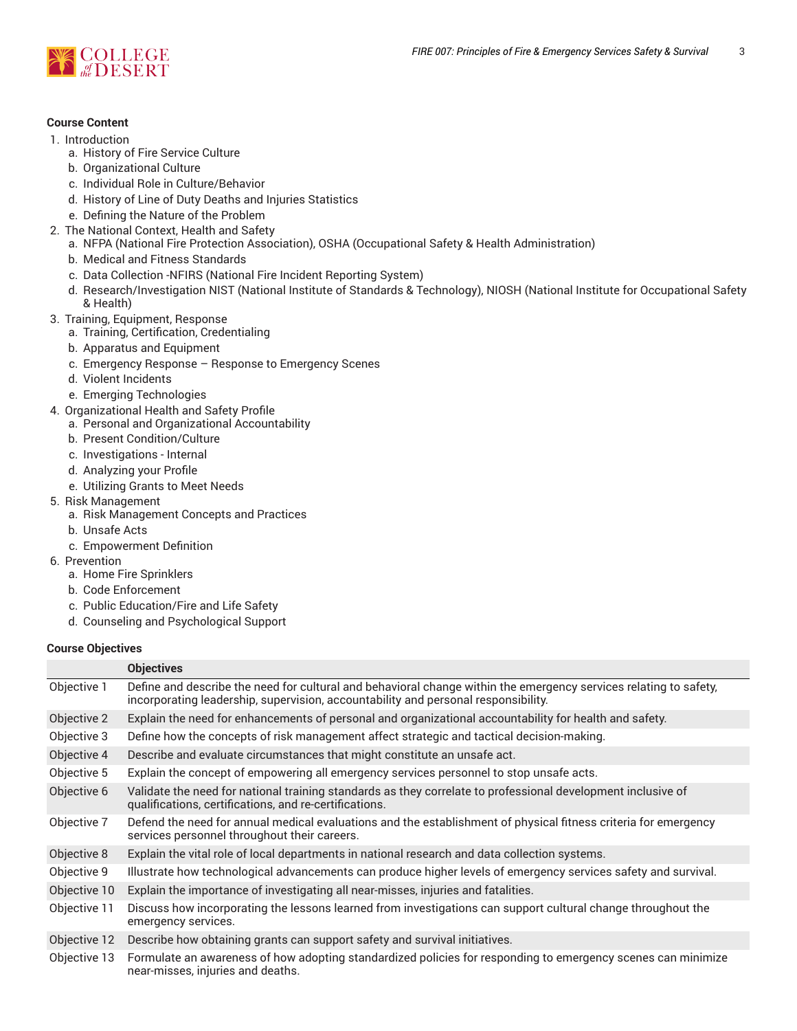### Course Content

1. Introduction
    a. History of Fire Service Culture
    b. Organizational Culture
    c. Individual Role in Culture/Behavior
    d. History of Line of Duty Deaths and Injuries Statistics
    e. Defining the Nature of the Problem
2. The National Context, Health and Safety
    a. NFPA (National Fire Protection Association), OSHA (Occupational Safety & Health Administration)
    b. Medical and Fitness Standards
    c. Data Collection -NFIRS (National Fire Incident Reporting System)
    d. Research/Investigation NIST (National Institute of Standards & Technology), NIOSH (National Institute for Occupational Safety & Health)
3. Training, Equipment, Response
    a. Training, Certification, Credentialing
    b. Apparatus and Equipment
    c. Emergency Response – Response to Emergency Scenes
    d. Violent Incidents
    e. Emerging Technologies
4. Organizational Health and Safety Profile
    a. Personal and Organizational Accountability
    b. Present Condition/Culture
    c. Investigations - Internal
    d. Analyzing your Profile
    e. Utilizing Grants to Meet Needs
5. Risk Management
    a. Risk Management Concepts and Practices
    b. Unsafe Acts
    c. Empowerment Definition
6. Prevention
    a. Home Fire Sprinklers
    b. Code Enforcement
    c. Public Education/Fire and Life Safety
    d. Counseling and Psychological Support

### Course Objectives

| | Objectives |
|---|---|
| Objective 1 | Define and describe the need for cultural and behavioral change within the emergency services relating to safety, incorporating leadership, supervision, accountability and personal responsibility. |
| Objective 2 | Explain the need for enhancements of personal and organizational accountability for health and safety. |
| Objective 3 | Define how the concepts of risk management affect strategic and tactical decision-making. |
| Objective 4 | Describe and evaluate circumstances that might constitute an unsafe act. |
| Objective 5 | Explain the concept of empowering all emergency services personnel to stop unsafe acts. |
| Objective 6 | Validate the need for national training standards as they correlate to professional development inclusive of qualifications, certifications, and re-certifications. |
| Objective 7 | Defend the need for annual medical evaluations and the establishment of physical fitness criteria for emergency services personnel throughout their careers. |
| Objective 8 | Explain the vital role of local departments in national research and data collection systems. |
| Objective 9 | Illustrate how technological advancements can produce higher levels of emergency services safety and survival. |
| Objective 10 | Explain the importance of investigating all near-misses, injuries and fatalities. |
| Objective 11 | Discuss how incorporating the lessons learned from investigations can support cultural change throughout the emergency services. |
| Objective 12 | Describe how obtaining grants can support safety and survival initiatives. |
| Objective 13 | Formulate an awareness of how adopting standardized policies for responding to emergency scenes can minimize near-misses, injuries and deaths. |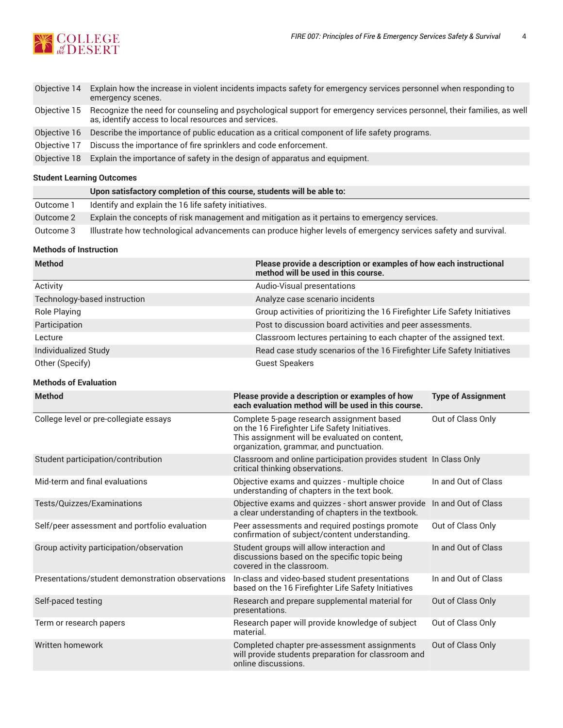| | |
|---|---|
| Objective 14 | Explain how the increase in violent incidents impacts safety for emergency services personnel when responding to emergency scenes. |
| Objective 15 | Recognize the need for counseling and psychological support for emergency services personnel, their families, as well as, identify access to local resources and services. |
| Objective 16 | Describe the importance of public education as a critical component of life safety programs. |
| Objective 17 | Discuss the importance of fire sprinklers and code enforcement. |
| Objective 18 | Explain the importance of safety in the design of apparatus and equipment. |

### Student Learning Outcomes

| | Upon satisfactory completion of this course, students will be able to: |
|---|---|
| Outcome 1 | Identify and explain the 16 life safety initiatives. |
| Outcome 2 | Explain the concepts of risk management and mitigation as it pertains to emergency services. |
| Outcome 3 | Illustrate how technological advancements can produce higher levels of emergency services safety and survival. |

### Methods of Instruction

| Method | Please provide a description or examples of how each instructional method will be used in this course. |
|---|---|
| Activity | Audio-Visual presentations |
| Technology-based instruction | Analyze case scenario incidents |
| Role Playing | Group activities of prioritizing the 16 Firefighter Life Safety Initiatives |
| Participation | Post to discussion board activities and peer assessments. |
| Lecture | Classroom lectures pertaining to each chapter of the assigned text. |
| Individualized Study | Read case study scenarios of the 16 Firefighter Life Safety Initiatives |
| Other (Specify) | Guest Speakers |

### Methods of Evaluation

| Method | Please provide a description or examples of how each evaluation method will be used in this course. | Type of Assignment |
|---|---|---|
| College level or pre-collegiate essays | Complete 5-page research assignment based on the 16 Firefighter Life Safety Initiatives. This assignment will be evaluated on content, organization, grammar, and punctuation. | Out of Class Only |
| Student participation/contribution | Classroom and online participation provides student critical thinking observations. | In Class Only |
| Mid-term and final evaluations | Objective exams and quizzes - multiple choice understanding of chapters in the text book. | In and Out of Class |
| Tests/Quizzes/Examinations | Objective exams and quizzes - short answer provide a clear understanding of chapters in the textbook. | In and Out of Class |
| Self/peer assessment and portfolio evaluation | Peer assessments and required postings promote confirmation of subject/content understanding. | Out of Class Only |
| Group activity participation/observation | Student groups will allow interaction and discussions based on the specific topic being covered in the classroom. | In and Out of Class |
| Presentations/student demonstration observations | In-class and video-based student presentations based on the 16 Firefighter Life Safety Initiatives | In and Out of Class |
| Self-paced testing | Research and prepare supplemental material for presentations. | Out of Class Only |
| Term or research papers | Research paper will provide knowledge of subject material. | Out of Class Only |
| Written homework | Completed chapter pre-assessment assignments will provide students preparation for classroom and online discussions. | Out of Class Only |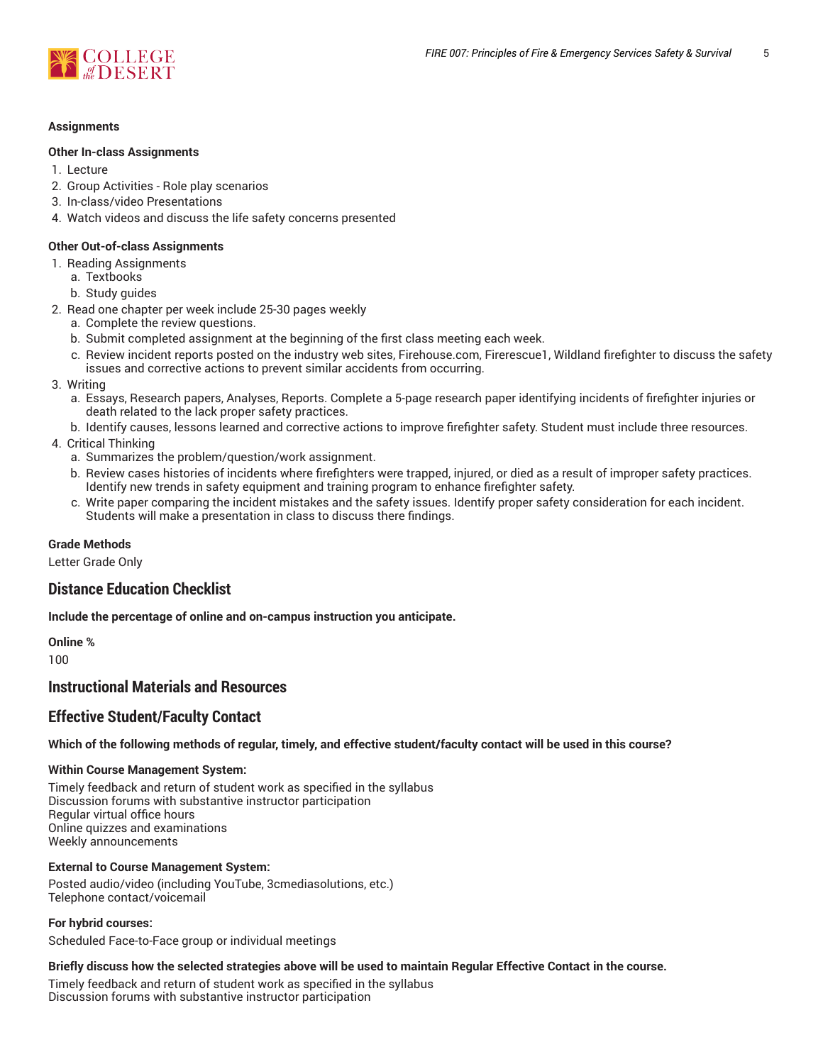#### Assignments

**Other In-class Assignments**

1. Lecture
2. Group Activities - Role play scenarios
3. In-class/video Presentations
4. Watch videos and discuss the life safety concerns presented

**Other Out-of-class Assignments**

1. Reading Assignments
   a. Textbooks
   b. Study guides
2. Read one chapter per week include 25-30 pages weekly
   a. Complete the review questions.
   b. Submit completed assignment at the beginning of the first class meeting each week.
   c. Review incident reports posted on the industry web sites, Firehouse.com, Firerescue1, Wildland firefighter to discuss the safety issues and corrective actions to prevent similar accidents from occurring.
3. Writing
   a. Essays, Research papers, Analyses, Reports. Complete a 5-page research paper identifying incidents of firefighter injuries or death related to the lack proper safety practices.
   b. Identify causes, lessons learned and corrective actions to improve firefighter safety. Student must include three resources.
4. Critical Thinking
   a. Summarizes the problem/question/work assignment.
   b. Review cases histories of incidents where firefighters were trapped, injured, or died as a result of improper safety practices. Identify new trends in safety equipment and training program to enhance firefighter safety.
   c. Write paper comparing the incident mistakes and the safety issues. Identify proper safety consideration for each incident. Students will make a presentation in class to discuss there findings.

**Grade Methods**

Letter Grade Only

## Distance Education Checklist

**Include the percentage of online and on-campus instruction you anticipate.**

**Online %**

100

## Instructional Materials and Resources

## Effective Student/Faculty Contact

**Which of the following methods of regular, timely, and effective student/faculty contact will be used in this course?**

**Within Course Management System:**

Timely feedback and return of student work as specified in the syllabus
Discussion forums with substantive instructor participation
Regular virtual office hours
Online quizzes and examinations
Weekly announcements

**External to Course Management System:**

Posted audio/video (including YouTube, 3cmediasolutions, etc.)
Telephone contact/voicemail

**For hybrid courses:**

Scheduled Face-to-Face group or individual meetings

**Briefly discuss how the selected strategies above will be used to maintain Regular Effective Contact in the course.**

Timely feedback and return of student work as specified in the syllabus
Discussion forums with substantive instructor participation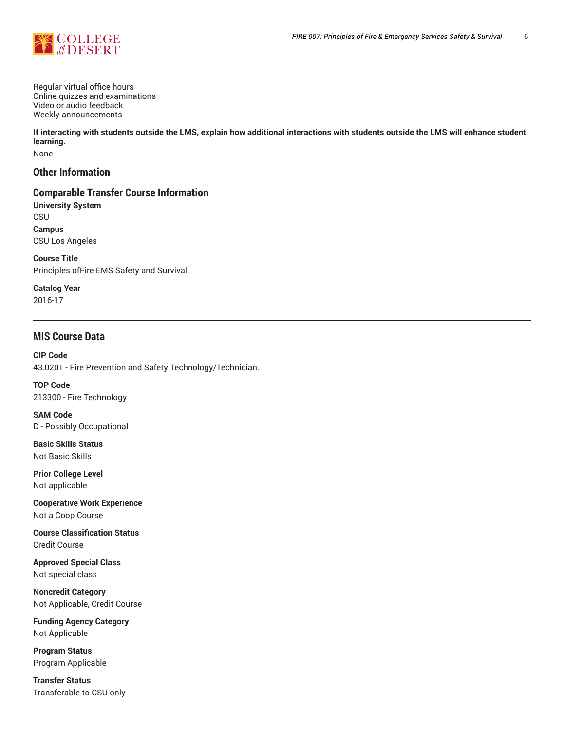Regular virtual office hours
Online quizzes and examinations
Video or audio feedback
Weekly announcements

**If interacting with students outside the LMS, explain how additional interactions with students outside the LMS will enhance student learning.**

None

## Other Information

## Comparable Transfer Course Information

**University System**

CSU

**Campus**

CSU Los Angeles

**Course Title**

Principles ofFire EMS Safety and Survival

**Catalog Year**

2016-17

---

## MIS Course Data

**CIP Code**

43.0201 - Fire Prevention and Safety Technology/Technician.

**TOP Code**

213300 - Fire Technology

**SAM Code**

D - Possibly Occupational

**Basic Skills Status**

Not Basic Skills

**Prior College Level**

Not applicable

**Cooperative Work Experience**

Not a Coop Course

**Course Classification Status**

Credit Course

**Approved Special Class**

Not special class

**Noncredit Category**

Not Applicable, Credit Course

**Funding Agency Category**

Not Applicable

**Program Status**

Program Applicable

**Transfer Status**

Transferable to CSU only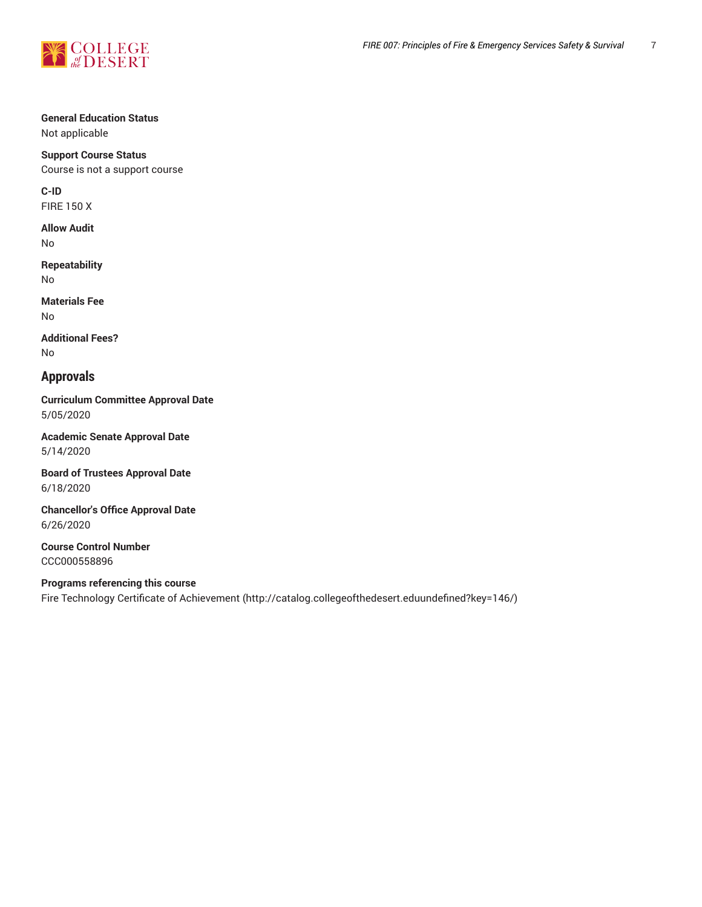**General Education Status**
Not applicable

**Support Course Status**
Course is not a support course

**C-ID**
FIRE 150 X

**Allow Audit**
No

**Repeatability**
No

**Materials Fee**
No

**Additional Fees?**
No

## Approvals

**Curriculum Committee Approval Date**
5/05/2020

**Academic Senate Approval Date**
5/14/2020

**Board of Trustees Approval Date**
6/18/2020

**Chancellor's Office Approval Date**
6/26/2020

**Course Control Number**
CCC000558896

**Programs referencing this course**
Fire Technology Certificate of Achievement (http://catalog.collegeofthedesert.eduundefined?key=146/)